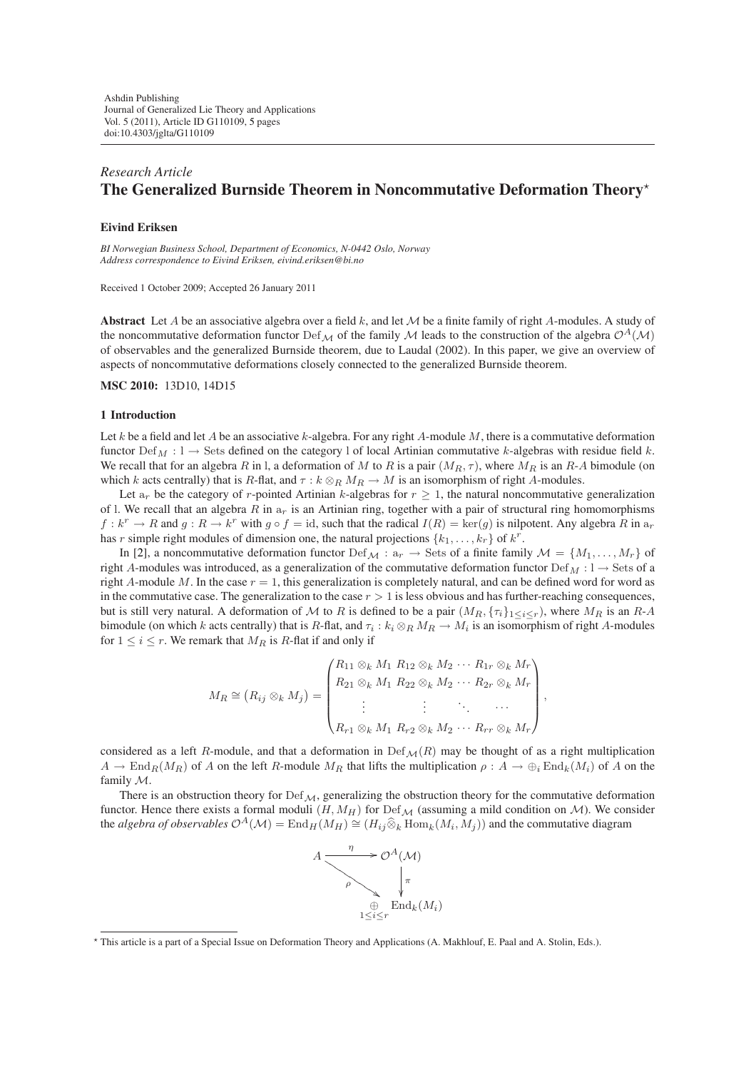*Research Article*

# The Generalized Burnside Theorem in Noncommutative Deformation Theory*

**Eivind Eriksen**

*BI Norwegian Business School, Department of Economics, N-0442 Oslo, Norway*
*Address correspondence to Eivind Eriksen, eivind.eriksen@bi.no*

Received 1 October 2009; Accepted 26 January 2011

**Abstract** Let $A$ be an associative algebra over a field $k$, and let $\mathcal{M}$ be a finite family of right $A$-modules. A study of the noncommutative deformation functor $\mathrm{Def}_{\mathcal{M}}$ of the family $\mathcal{M}$ leads to the construction of the algebra $\mathcal{O}^A(\mathcal{M})$ of observables and the generalized Burnside theorem, due to Laudal (2002). In this paper, we give an overview of aspects of noncommutative deformations closely connected to the generalized Burnside theorem.

**MSC 2010:** 13D10, 14D15

## 1 Introduction

Let $k$ be a field and let $A$ be an associative $k$-algebra. For any right $A$-module $M$, there is a commutative deformation functor $\mathrm{Def}_M : \mathrm{l} \to \mathrm{Sets}$ defined on the category $\mathrm{l}$ of local Artinian commutative $k$-algebras with residue field $k$. We recall that for an algebra $R$ in $\mathrm{l}$, a deformation of $M$ to $R$ is a pair $(M_R, \tau)$, where $M_R$ is an $R$-$A$ bimodule (on which $k$ acts centrally) that is $R$-flat, and $\tau : k \otimes_R M_R \to M$ is an isomorphism of right $A$-modules.

Let $\mathrm{a}_r$ be the category of $r$-pointed Artinian $k$-algebras for $r \geq 1$, the natural noncommutative generalization of $\mathrm{l}$. We recall that an algebra $R$ in $\mathrm{a}_r$ is an Artinian ring, together with a pair of structural ring homomorphisms $f : k^r \to R$ and $g : R \to k^r$ with $g \circ f = \mathrm{id}$, such that the radical $I(R) = \ker(g)$ is nilpotent. Any algebra $R$ in $\mathrm{a}_r$ has $r$ simple right modules of dimension one, the natural projections $\{k_1, \dots, k_r\}$ of $k^r$.

In [2], a noncommutative deformation functor $\mathrm{Def}_{\mathcal{M}} : \mathrm{a}_r \to \mathrm{Sets}$ of a finite family $\mathcal{M} = \{M_1, \dots, M_r\}$ of right $A$-modules was introduced, as a generalization of the commutative deformation functor $\mathrm{Def}_M : \mathrm{l} \to \mathrm{Sets}$ of a right $A$-module $M$. In the case $r = 1$, this generalization is completely natural, and can be defined word for word as in the commutative case. The generalization to the case $r > 1$ is less obvious and has further-reaching consequences, but is still very natural. A deformation of $\mathcal{M}$ to $R$ is defined to be a pair $(M_R, \{\tau_i\}_{1 \leq i \leq r})$, where $M_R$ is an $R$-$A$ bimodule (on which $k$ acts centrally) that is $R$-flat, and $\tau_i : k_i \otimes_R M_R \to M_i$ is an isomorphism of right $A$-modules for $1 \leq i \leq r$. We remark that $M_R$ is $R$-flat if and only if

$$M_R \cong \left(R_{ij} \otimes_k M_j\right) = \begin{pmatrix} R_{11} \otimes_k M_1 & R_{12} \otimes_k M_2 & \cdots & R_{1r} \otimes_k M_r \\ R_{21} \otimes_k M_1 & R_{22} \otimes_k M_2 & \cdots & R_{2r} \otimes_k M_r \\ \vdots & \vdots & \ddots & \cdots \\ R_{r1} \otimes_k M_1 & R_{r2} \otimes_k M_2 & \cdots & R_{rr} \otimes_k M_r \end{pmatrix},$$

considered as a left $R$-module, and that a deformation in $\mathrm{Def}_{\mathcal{M}}(R)$ may be thought of as a right multiplication $A \to \mathrm{End}_R(M_R)$ of $A$ on the left $R$-module $M_R$ that lifts the multiplication $\rho : A \to \oplus_i \mathrm{End}_k(M_i)$ of $A$ on the family $\mathcal{M}$.

There is an obstruction theory for $\mathrm{Def}_{\mathcal{M}}$, generalizing the obstruction theory for the commutative deformation functor. Hence there exists a formal moduli $(H, M_H)$ for $\mathrm{Def}_{\mathcal{M}}$ (assuming a mild condition on $\mathcal{M}$). We consider the *algebra of observables* $\mathcal{O}^A(\mathcal{M}) = \mathrm{End}_H(M_H) \cong (H_{ij} \widehat{\otimes}_k \mathrm{Hom}_k(M_i, M_j))$ and the commutative diagram

$$\begin{array}{ccc} A & \xrightarrow{\ \eta\ } & \mathcal{O}^A(\mathcal{M}) \\ & \underset{\rho}{\searrow} & \downarrow \pi \\ & & \underset{1 \leq i \leq r}{\oplus} \mathrm{End}_k(M_i) \end{array}$$

---

* This article is a part of a Special Issue on Deformation Theory and Applications (A. Makhlouf, E. Paal and A. Stolin, Eds.).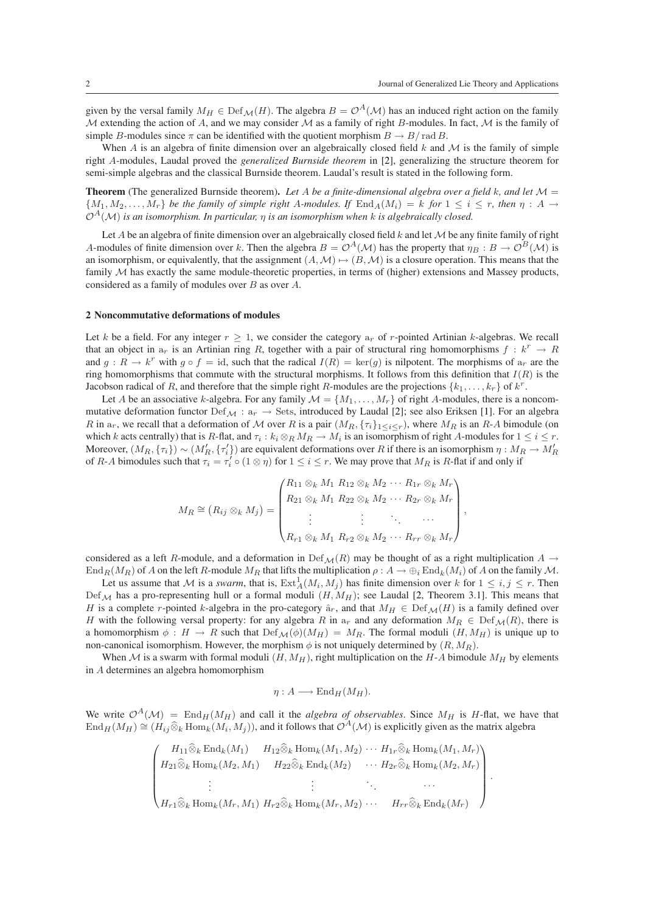given by the versal family $M_H \in \mathrm{Def}_{\mathcal{M}}(H)$. The algebra $B = \mathcal{O}^A(\mathcal{M})$ has an induced right action on the family $\mathcal{M}$ extending the action of $A$, and we may consider $\mathcal{M}$ as a family of right $B$-modules. In fact, $\mathcal{M}$ is the family of simple $B$-modules since $\pi$ can be identified with the quotient morphism $B \to B/\operatorname{rad} B$.

When $A$ is an algebra of finite dimension over an algebraically closed field $k$ and $\mathcal{M}$ is the family of simple right $A$-modules, Laudal proved the *generalized Burnside theorem* in [2], generalizing the structure theorem for semi-simple algebras and the classical Burnside theorem. Laudal's result is stated in the following form.

**Theorem** (The generalized Burnside theorem). *Let $A$ be a finite-dimensional algebra over a field $k$, and let $\mathcal{M} = \{M_1, M_2, \dots, M_r\}$ be the family of simple right $A$-modules. If $\mathrm{End}_A(M_i) = k$ for $1 \le i \le r$, then $\eta : A \to \mathcal{O}^A(\mathcal{M})$ is an isomorphism. In particular, $\eta$ is an isomorphism when $k$ is algebraically closed.*

Let $A$ be an algebra of finite dimension over algebraically closed field $k$ and let $\mathcal{M}$ be any finite family of right $A$-modules of finite dimension over $k$. Then the algebra $B = \mathcal{O}^A(\mathcal{M})$ has the property that $\eta_B : B \to \mathcal{O}^B(\mathcal{M})$ is an isomorphism, or equivalently, that the assignment $(A, \mathcal{M}) \mapsto (B, \mathcal{M})$ is a closure operation. This means that the family $\mathcal{M}$ has exactly the same module-theoretic properties, in terms of (higher) extensions and Massey products, considered as a family of modules over $B$ as over $A$.

## 2 Noncommutative deformations of modules

Let $k$ be a field. For any integer $r \ge 1$, we consider the category $\mathrm{a}_r$ of $r$-pointed Artinian $k$-algebras. We recall that an object in $\mathrm{a}_r$ is an Artinian ring $R$, together with a pair of structural ring homomorphisms $f : k^r \to R$ and $g : R \to k^r$ with $g \circ f = \mathrm{id}$, such that the radical $I(R) = \ker(g)$ is nilpotent. The morphisms of $\mathrm{a}_r$ are the ring homomorphisms that commute with the structural morphisms. It follows from this definition that $I(R)$ is the Jacobson radical of $R$, and therefore that the simple right $R$-modules are the projections $\{k_1, \dots, k_r\}$ of $k^r$.

Let $A$ be an associative $k$-algebra. For any family $\mathcal{M} = \{M_1, \dots, M_r\}$ of right $A$-modules, there is a noncommutative deformation functor $\mathrm{Def}_{\mathcal{M}} : \mathrm{a}_r \to \mathrm{Sets}$, introduced by Laudal [2]; see also Eriksen [1]. For an algebra $R$ in $\mathrm{a}_r$, we recall that a deformation of $\mathcal{M}$ over $R$ is a pair $(M_R, \{\tau_i\}_{1 \le i \le r})$, where $M_R$ is an $R$-$A$ bimodule (on which $k$ acts centrally) that is $R$-flat, and $\tau_i : k_i \otimes_R M_R \to M_i$ is an isomorphism of right $A$-modules for $1 \le i \le r$. Moreover, $(M_R, \{\tau_i\}) \sim (M'_R, \{\tau'_i\})$ are equivalent deformations over $R$ if there is an isomorphism $\eta : M_R \to M'_R$ of $R$-$A$ bimodules such that $\tau_i = \tau'_i \circ (1 \otimes \eta)$ for $1 \le i \le r$. We may prove that $M_R$ is $R$-flat if and only if

$$
M_R \cong \left(R_{ij} \otimes_k M_j\right) = \begin{pmatrix} R_{11} \otimes_k M_1 & R_{12} \otimes_k M_2 & \cdots & R_{1r} \otimes_k M_r \\ R_{21} \otimes_k M_1 & R_{22} \otimes_k M_2 & \cdots & R_{2r} \otimes_k M_r \\ \vdots & \vdots & \ddots & \cdots \\ R_{r1} \otimes_k M_1 & R_{r2} \otimes_k M_2 & \cdots & R_{rr} \otimes_k M_r \end{pmatrix},
$$

considered as a left $R$-module, and a deformation in $\mathrm{Def}_{\mathcal{M}}(R)$ may be thought of as a right multiplication $A \to \mathrm{End}_R(M_R)$ of $A$ on the left $R$-module $M_R$ that lifts the multiplication $\rho : A \to \oplus_i \mathrm{End}_k(M_i)$ of $A$ on the family $\mathcal{M}$.

Let us assume that $\mathcal{M}$ is a *swarm*, that is, $\mathrm{Ext}^1_A(M_i, M_j)$ has finite dimension over $k$ for $1 \le i, j \le r$. Then $\mathrm{Def}_{\mathcal{M}}$ has a pro-representing hull or a formal moduli $(H, M_H)$; see Laudal [2, Theorem 3.1]. This means that $H$ is a complete $r$-pointed $k$-algebra in the pro-category $\hat{\mathrm{a}}_r$, and that $M_H \in \mathrm{Def}_{\mathcal{M}}(H)$ is a family defined over $H$ with the following versal property: for any algebra $R$ in $\mathrm{a}_r$ and any deformation $M_R \in \mathrm{Def}_{\mathcal{M}}(R)$, there is a homomorphism $\phi : H \to R$ such that $\mathrm{Def}_{\mathcal{M}}(\phi)(M_H) = M_R$. The formal moduli $(H, M_H)$ is unique up to non-canonical isomorphism. However, the morphism $\phi$ is not uniquely determined by $(R, M_R)$.

When $\mathcal{M}$ is a swarm with formal moduli $(H, M_H)$, right multiplication on the $H$-$A$ bimodule $M_H$ by elements in $A$ determines an algebra homomorphism

$$
\eta : A \longrightarrow \mathrm{End}_H(M_H).
$$

We write $\mathcal{O}^A(\mathcal{M}) = \mathrm{End}_H(M_H)$ and call it the *algebra of observables*. Since $M_H$ is $H$-flat, we have that $\mathrm{End}_H(M_H) \cong (H_{ij} \widehat{\otimes}_k \mathrm{Hom}_k(M_i, M_j))$, and it follows that $\mathcal{O}^A(\mathcal{M})$ is explicitly given as the matrix algebra

$$
\begin{pmatrix} H_{11} \widehat{\otimes}_k \mathrm{End}_k(M_1) & H_{12} \widehat{\otimes}_k \mathrm{Hom}_k(M_1, M_2) & \cdots & H_{1r} \widehat{\otimes}_k \mathrm{Hom}_k(M_1, M_r) \\ H_{21} \widehat{\otimes}_k \mathrm{Hom}_k(M_2, M_1) & H_{22} \widehat{\otimes}_k \mathrm{End}_k(M_2) & \cdots & H_{2r} \widehat{\otimes}_k \mathrm{Hom}_k(M_2, M_r) \\ \vdots & \vdots & \ddots & \cdots \\ H_{r1} \widehat{\otimes}_k \mathrm{Hom}_k(M_r, M_1) & H_{r2} \widehat{\otimes}_k \mathrm{Hom}_k(M_r, M_2) & \cdots & H_{rr} \widehat{\otimes}_k \mathrm{End}_k(M_r) \end{pmatrix}.
$$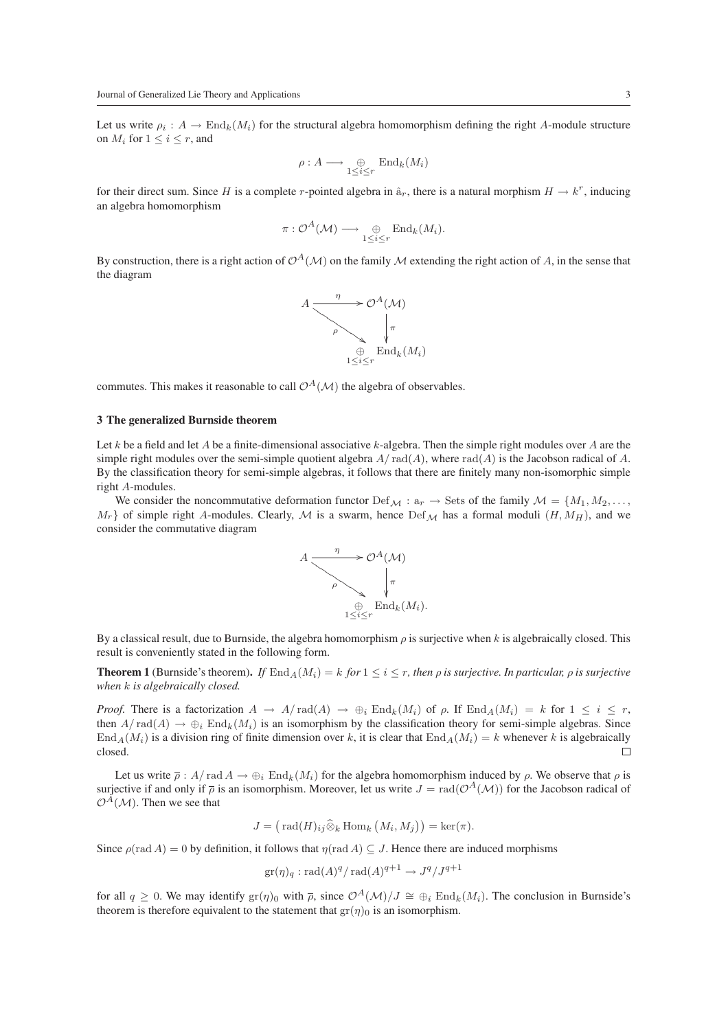Let us write $\rho_i : A \to \mathrm{End}_k(M_i)$ for the structural algebra homomorphism defining the right $A$-module structure on $M_i$ for $1 \leq i \leq r$, and

$$\rho : A \longrightarrow \underset{1\leq i\leq r}{\oplus} \mathrm{End}_k(M_i)$$

for their direct sum. Since $H$ is a complete $r$-pointed algebra in $\hat{a}_r$, there is a natural morphism $H \to k^r$, inducing an algebra homomorphism

$$\pi : \mathcal{O}^A(\mathcal{M}) \longrightarrow \underset{1\leq i\leq r}{\oplus} \mathrm{End}_k(M_i).$$

By construction, there is a right action of $\mathcal{O}^A(\mathcal{M})$ on the family $\mathcal{M}$ extending the right action of $A$, in the sense that the diagram

$$\begin{array}{ccc} A & \xrightarrow{\eta} & \mathcal{O}^A(\mathcal{M}) \\ & \searrow^{\rho} & \downarrow \pi \\ & & \underset{1\leq i\leq r}{\oplus} \mathrm{End}_k(M_i) \end{array}$$

commutes. This makes it reasonable to call $\mathcal{O}^A(\mathcal{M})$ the algebra of observables.

## 3 The generalized Burnside theorem

Let $k$ be a field and let $A$ be a finite-dimensional associative $k$-algebra. Then the simple right modules over $A$ are the simple right modules over the semi-simple quotient algebra $A/\operatorname{rad}(A)$, where $\operatorname{rad}(A)$ is the Jacobson radical of $A$. By the classification theory for semi-simple algebras, it follows that there are finitely many non-isomorphic simple right $A$-modules.

We consider the noncommutative deformation functor $\mathrm{Def}_{\mathcal{M}} : \mathrm{a}_r \to \mathrm{Sets}$ of the family $\mathcal{M} = \{M_1, M_2, \dots, M_r\}$ of simple right $A$-modules. Clearly, $\mathcal{M}$ is a swarm, hence $\mathrm{Def}_{\mathcal{M}}$ has a formal moduli $(H, M_H)$, and we consider the commutative diagram

$$\begin{array}{ccc} A & \xrightarrow{\eta} & \mathcal{O}^A(\mathcal{M}) \\ & \searrow^{\rho} & \downarrow \pi \\ & & \underset{1\leq i\leq r}{\oplus} \mathrm{End}_k(M_i). \end{array}$$

By a classical result, due to Burnside, the algebra homomorphism $\rho$ is surjective when $k$ is algebraically closed. This result is conveniently stated in the following form.

**Theorem 1** (Burnside's theorem)**.** *If $\mathrm{End}_A(M_i) = k$ for $1 \leq i \leq r$, then $\rho$ is surjective. In particular, $\rho$ is surjective when $k$ is algebraically closed.*

*Proof.* There is a factorization $A \to A/\operatorname{rad}(A) \to \oplus_i \mathrm{End}_k(M_i)$ of $\rho$. If $\mathrm{End}_A(M_i) = k$ for $1 \leq i \leq r$, then $A/\operatorname{rad}(A) \to \oplus_i \mathrm{End}_k(M_i)$ is an isomorphism by the classification theory for semi-simple algebras. Since $\mathrm{End}_A(M_i)$ is a division ring of finite dimension over $k$, it is clear that $\mathrm{End}_A(M_i) = k$ whenever $k$ is algebraically closed. □

Let us write $\overline{\rho} : A/\operatorname{rad} A \to \oplus_i \mathrm{End}_k(M_i)$ for the algebra homomorphism induced by $\rho$. We observe that $\rho$ is surjective if and only if $\overline{\rho}$ is an isomorphism. Moreover, let us write $J = \operatorname{rad}(\mathcal{O}^A(\mathcal{M}))$ for the Jacobson radical of $\mathcal{O}^A(\mathcal{M})$. Then we see that

$$J = \left( \operatorname{rad}(H)_{ij} \widehat{\otimes}_k \mathrm{Hom}_k\left(M_i, M_j\right)\right) = \ker(\pi).$$

Since $\rho(\operatorname{rad} A) = 0$ by definition, it follows that $\eta(\operatorname{rad} A) \subseteq J$. Hence there are induced morphisms

$$\mathrm{gr}(\eta)_q : \operatorname{rad}(A)^q / \operatorname{rad}(A)^{q+1} \to J^q / J^{q+1}$$

for all $q \geq 0$. We may identify $\mathrm{gr}(\eta)_0$ with $\overline{\rho}$, since $\mathcal{O}^A(\mathcal{M})/J \cong \oplus_i \mathrm{End}_k(M_i)$. The conclusion in Burnside's theorem is therefore equivalent to the statement that $\mathrm{gr}(\eta)_0$ is an isomorphism.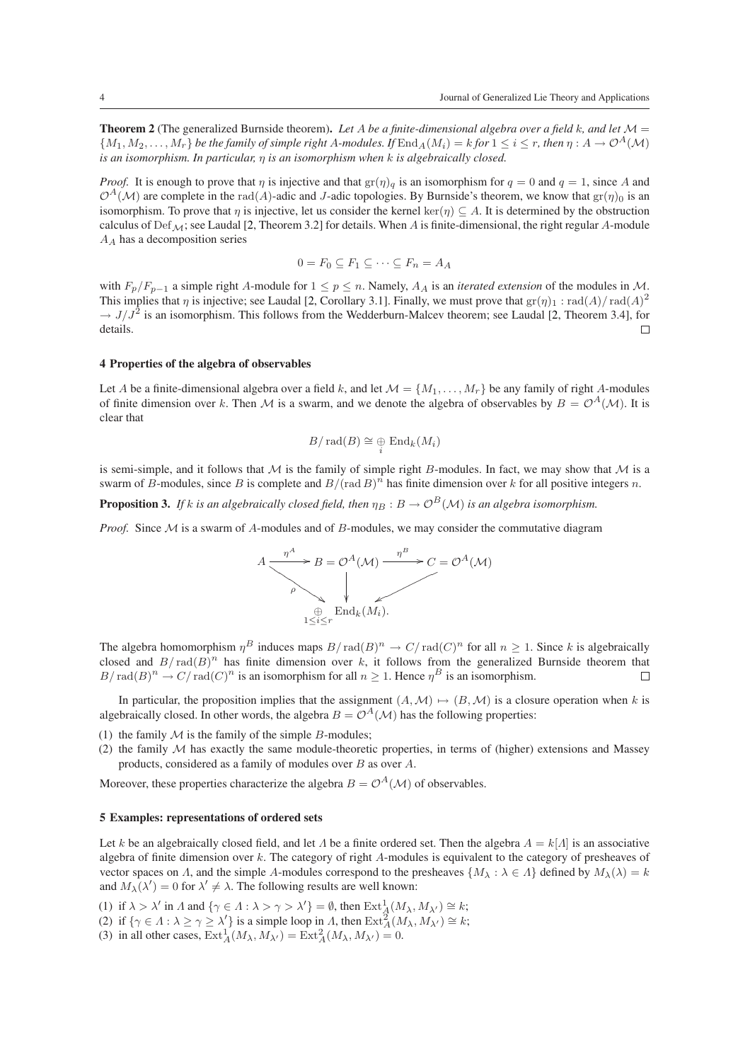**Theorem 2** (The generalized Burnside theorem)**.** *Let $A$ be a finite-dimensional algebra over a field $k$, and let $\mathcal{M} = \{M_1, M_2, \dots, M_r\}$ be the family of simple right $A$-modules. If $\operatorname{End}_A(M_i) = k$ for $1 \le i \le r$, then $\eta : A \to \mathcal{O}^A(\mathcal{M})$ is an isomorphism. In particular, $\eta$ is an isomorphism when $k$ is algebraically closed.*

*Proof.* It is enough to prove that $\eta$ is injective and that $\operatorname{gr}(\eta)_q$ is an isomorphism for $q = 0$ and $q = 1$, since $A$ and $\mathcal{O}^A(\mathcal{M})$ are complete in the $\operatorname{rad}(A)$-adic and $J$-adic topologies. By Burnside's theorem, we know that $\operatorname{gr}(\eta)_0$ is an isomorphism. To prove that $\eta$ is injective, let us consider the kernel $\ker(\eta) \subseteq A$. It is determined by the obstruction calculus of $\operatorname{Def}_{\mathcal{M}}$; see Laudal [2, Theorem 3.2] for details. When $A$ is finite-dimensional, the right regular $A$-module $A_A$ has a decomposition series

$$0 = F_0 \subseteq F_1 \subseteq \cdots \subseteq F_n = A_A$$

with $F_p/F_{p-1}$ a simple right $A$-module for $1 \le p \le n$. Namely, $A_A$ is an *iterated extension* of the modules in $\mathcal{M}$. This implies that $\eta$ is injective; see Laudal [2, Corollary 3.1]. Finally, we must prove that $\operatorname{gr}(\eta)_1 : \operatorname{rad}(A)/\operatorname{rad}(A)^2 \to J/J^2$ is an isomorphism. This follows from the Wedderburn-Malcev theorem; see Laudal [2, Theorem 3.4], for details. $\square$

## 4 Properties of the algebra of observables

Let $A$ be a finite-dimensional algebra over a field $k$, and let $\mathcal{M} = \{M_1, \dots, M_r\}$ be any family of right $A$-modules of finite dimension over $k$. Then $\mathcal{M}$ is a swarm, and we denote the algebra of observables by $B = \mathcal{O}^A(\mathcal{M})$. It is clear that

$$B/\operatorname{rad}(B) \cong \underset{i}{\oplus} \operatorname{End}_k(M_i)$$

is semi-simple, and it follows that $\mathcal{M}$ is the family of simple right $B$-modules. In fact, we may show that $\mathcal{M}$ is a swarm of $B$-modules, since $B$ is complete and $B/(\operatorname{rad} B)^n$ has finite dimension over $k$ for all positive integers $n$.

**Proposition 3.** *If $k$ is an algebraically closed field, then $\eta_B : B \to \mathcal{O}^B(\mathcal{M})$ is an algebra isomorphism.*

*Proof.* Since $\mathcal{M}$ is a swarm of $A$-modules and of $B$-modules, we may consider the commutative diagram

$$\begin{array}{ccccc} A & \xrightarrow{\eta^A} & B = \mathcal{O}^A(\mathcal{M}) & \xrightarrow{\eta^B} & C = \mathcal{O}^A(\mathcal{M}) \\ & \searrow^{\rho} & \downarrow & \swarrow & \\ & & \underset{1 \le i \le r}{\oplus} \operatorname{End}_k(M_i). & & \end{array}$$

The algebra homomorphism $\eta^B$ induces maps $B/\operatorname{rad}(B)^n \to C/\operatorname{rad}(C)^n$ for all $n \ge 1$. Since $k$ is algebraically closed and $B/\operatorname{rad}(B)^n$ has finite dimension over $k$, it follows from the generalized Burnside theorem that $B/\operatorname{rad}(B)^n \to C/\operatorname{rad}(C)^n$ is an isomorphism for all $n \ge 1$. Hence $\eta^B$ is an isomorphism. $\square$

In particular, the proposition implies that the assignment $(A, \mathcal{M}) \mapsto (B, \mathcal{M})$ is a closure operation when $k$ is algebraically closed. In other words, the algebra $B = \mathcal{O}^A(\mathcal{M})$ has the following properties:

(1) the family $\mathcal{M}$ is the family of the simple $B$-modules;
(2) the family $\mathcal{M}$ has exactly the same module-theoretic properties, in terms of (higher) extensions and Massey products, considered as a family of modules over $B$ as over $A$.

Moreover, these properties characterize the algebra $B = \mathcal{O}^A(\mathcal{M})$ of observables.

## 5 Examples: representations of ordered sets

Let $k$ be an algebraically closed field, and let $\Lambda$ be a finite ordered set. Then the algebra $A = k[\Lambda]$ is an associative algebra of finite dimension over $k$. The category of right $A$-modules is equivalent to the category of presheaves of vector spaces on $\Lambda$, and the simple $A$-modules correspond to the presheaves $\{M_\lambda : \lambda \in \Lambda\}$ defined by $M_\lambda(\lambda) = k$ and $M_\lambda(\lambda') = 0$ for $\lambda' \ne \lambda$. The following results are well known:

(1) if $\lambda > \lambda'$ in $\Lambda$ and $\{\gamma \in \Lambda : \lambda > \gamma > \lambda'\} = \emptyset$, then $\operatorname{Ext}^1_A(M_\lambda, M_{\lambda'}) \cong k$;
(2) if $\{\gamma \in \Lambda : \lambda \ge \gamma \ge \lambda'\}$ is a simple loop in $\Lambda$, then $\operatorname{Ext}^2_A(M_\lambda, M_{\lambda'}) \cong k$;
(3) in all other cases, $\operatorname{Ext}^1_A(M_\lambda, M_{\lambda'}) = \operatorname{Ext}^2_A(M_\lambda, M_{\lambda'}) = 0$.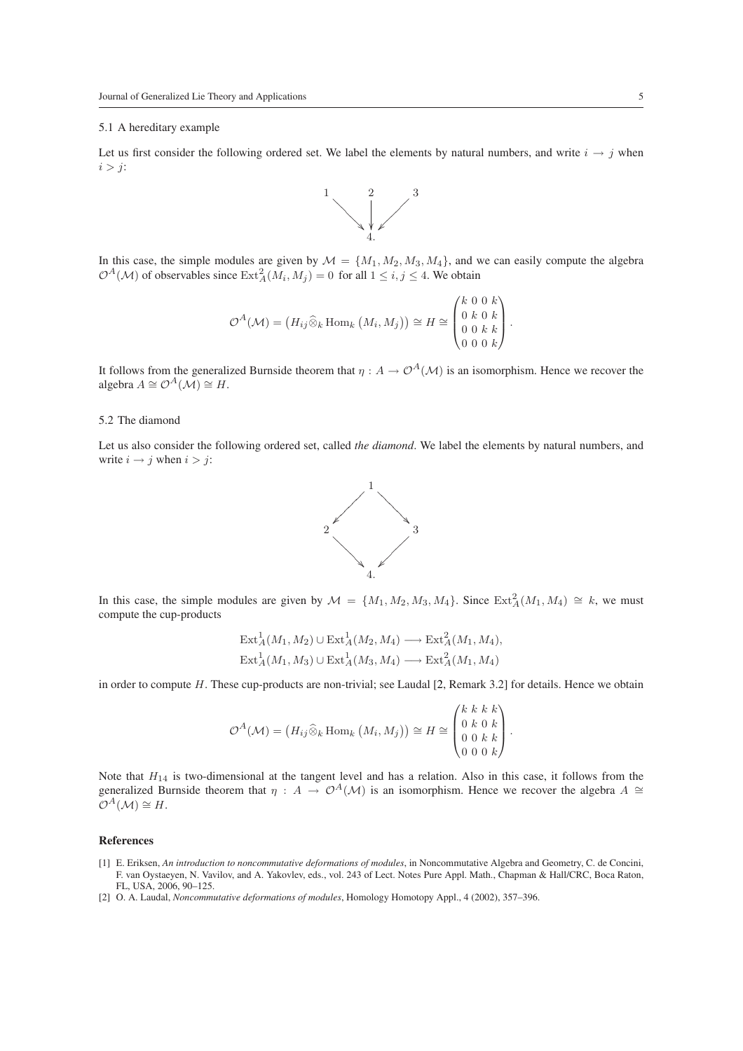### 5.1 A hereditary example

Let us first consider the following ordered set. We label the elements by natural numbers, and write $i \rightarrow j$ when $i > j$:

$$\begin{array}{ccc} 1 & 2 & 3 \\ \searrow & \downarrow & \swarrow \\ & 4. & \end{array}$$

In this case, the simple modules are given by $\mathcal{M} = \{M_1, M_2, M_3, M_4\}$, and we can easily compute the algebra $\mathcal{O}^A(\mathcal{M})$ of observables since $\mathrm{Ext}^2_A(M_i, M_j) = 0$ for all $1 \leq i, j \leq 4$. We obtain

$$\mathcal{O}^A(\mathcal{M}) = \left(H_{ij} \widehat{\otimes}_k \operatorname{Hom}_k\left(M_i, M_j\right)\right) \cong H \cong \begin{pmatrix} k & 0 & 0 & k \\ 0 & k & 0 & k \\ 0 & 0 & k & k \\ 0 & 0 & 0 & k \end{pmatrix}.$$

It follows from the generalized Burnside theorem that $\eta : A \rightarrow \mathcal{O}^A(\mathcal{M})$ is an isomorphism. Hence we recover the algebra $A \cong \mathcal{O}^A(\mathcal{M}) \cong H$.

### 5.2 The diamond

Let us also consider the following ordered set, called *the diamond*. We label the elements by natural numbers, and write $i \rightarrow j$ when $i > j$:

$$\begin{array}{ccccc} & & 1 & & \\ & \swarrow & & \searrow & \\ 2 & & & & 3 \\ & \searrow & & \swarrow & \\ & & 4. & & \end{array}$$

In this case, the simple modules are given by $\mathcal{M} = \{M_1, M_2, M_3, M_4\}$. Since $\mathrm{Ext}^2_A(M_1, M_4) \cong k$, we must compute the cup-products

$$\mathrm{Ext}^1_A(M_1, M_2) \cup \mathrm{Ext}^1_A(M_2, M_4) \longrightarrow \mathrm{Ext}^2_A(M_1, M_4),$$
$$\mathrm{Ext}^1_A(M_1, M_3) \cup \mathrm{Ext}^1_A(M_3, M_4) \longrightarrow \mathrm{Ext}^2_A(M_1, M_4)$$

in order to compute $H$. These cup-products are non-trivial; see Laudal [2, Remark 3.2] for details. Hence we obtain

$$\mathcal{O}^A(\mathcal{M}) = \left(H_{ij} \widehat{\otimes}_k \operatorname{Hom}_k\left(M_i, M_j\right)\right) \cong H \cong \begin{pmatrix} k & k & k & k \\ 0 & k & 0 & k \\ 0 & 0 & k & k \\ 0 & 0 & 0 & k \end{pmatrix}.$$

Note that $H_{14}$ is two-dimensional at the tangent level and has a relation. Also in this case, it follows from the generalized Burnside theorem that $\eta : A \rightarrow \mathcal{O}^A(\mathcal{M})$ is an isomorphism. Hence we recover the algebra $A \cong \mathcal{O}^A(\mathcal{M}) \cong H$.

## References

[1] E. Eriksen, *An introduction to noncommutative deformations of modules*, in Noncommutative Algebra and Geometry, C. de Concini, F. van Oystaeyen, N. Vavilov, and A. Yakovlev, eds., vol. 243 of Lect. Notes Pure Appl. Math., Chapman & Hall/CRC, Boca Raton, FL, USA, 2006, 90–125.

[2] O. A. Laudal, *Noncommutative deformations of modules*, Homology Homotopy Appl., 4 (2002), 357–396.